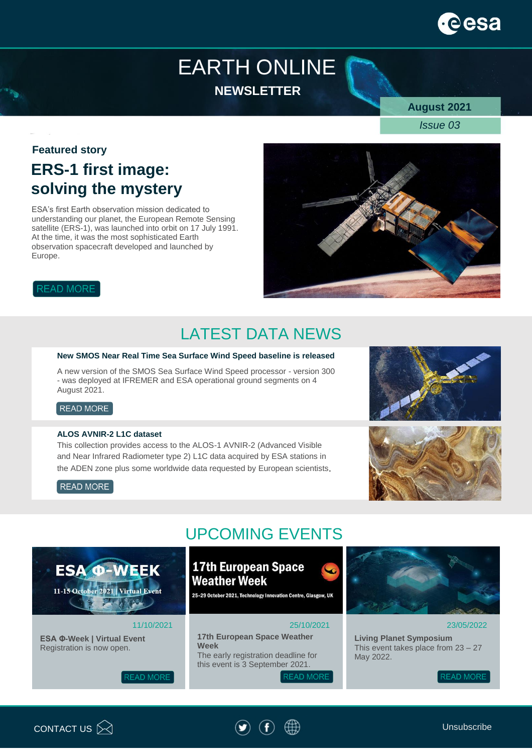esa

# EARTH ONLINE

**NEWSLETTER**

**August 2021**

*Issue 03*

**Featured story**

## ERS-1 first image: solving the mystery

ESA's first Earth observation mission dedicated to understanding our planet, the European Remote Sensing satellite (ERS-1), was launched into orbit on 17 July 1991. At the time, it was the most sophisticated Earth observation spacecraft developed and launched by Europe.

READ MORE

## LATEST DATA NEWS

**New SMOS Near Real Time Sea Surface Wind Speed baseline is released**

A new version of the SMOS Sea Surface Wind Speed processor - version 300 - was deployed at IFREMER and ESA operational ground segments on 4 August 2021.

READ MORE

**ALOS AVNIR-2 L1C dataset**

This collection provides access to the ALOS-1 AVNIR-2 (Advanced Visible and Near Infrared Radiometer type 2) L1C data acquired by ESA stations in the ADEN zone plus some worldwide data requested by European scientists.

READ MORE

## UPCOMING EVENTS

ESA Φ-WEEK

11-15 October 2021 | Virtual Event

11/10/2021

**ESA Φ-Week | Virtual Event**

Registration is now open.

READ MORE

17th European Space Weather Week

25-29 October 2021, Technology Innovation Centre, Glasgow, UK

25/10/2021

**17th European Space Weather Week**

The early registration deadline for this event is 3 September 2021.

READ MORE

23/05/2022

**Living Planet Symposium**

This event takes place from 23 – 27 May 2022.

READ MORE

CONTACT US

Unsubscribe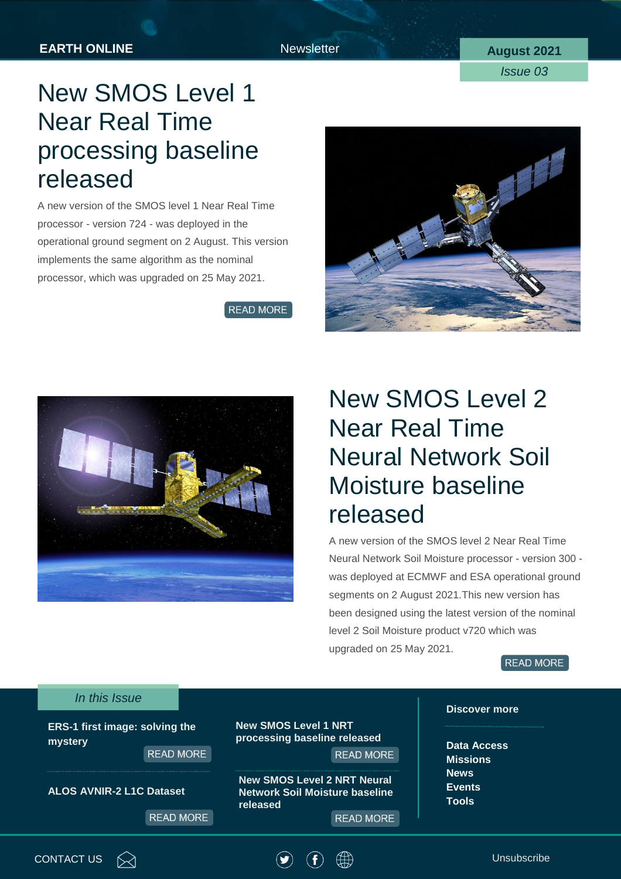EARTH ONLINE Newsletter **August 2021** *Issue 03*

# New SMOS Level 1 Near Real Time processing baseline released

A new version of the SMOS level 1 Near Real Time processor - version 724 - was deployed in the operational ground segment on 2 August. This version implements the same algorithm as the nominal processor, which was upgraded on 25 May 2021.

READ MORE

# New SMOS Level 2 Near Real Time Neural Network Soil Moisture baseline released

A new version of the SMOS level 2 Near Real Time Neural Network Soil Moisture processor - version 300 - was deployed at ECMWF and ESA operational ground segments on 2 August 2021.This new version has been designed using the latest version of the nominal level 2 Soil Moisture product v720 which was upgraded on 25 May 2021.

READ MORE

## *In this Issue*

**ERS-1 first image: solving the mystery**
READ MORE

**ALOS AVNIR-2 L1C Dataset**
READ MORE

**New SMOS Level 1 NRT processing baseline released**
READ MORE

**New SMOS Level 2 NRT Neural Network Soil Moisture baseline released**
READ MORE

**Discover more**

**Data Access**
**Missions**
**News**
**Events**
**Tools**

CONTACT US

Unsubscribe